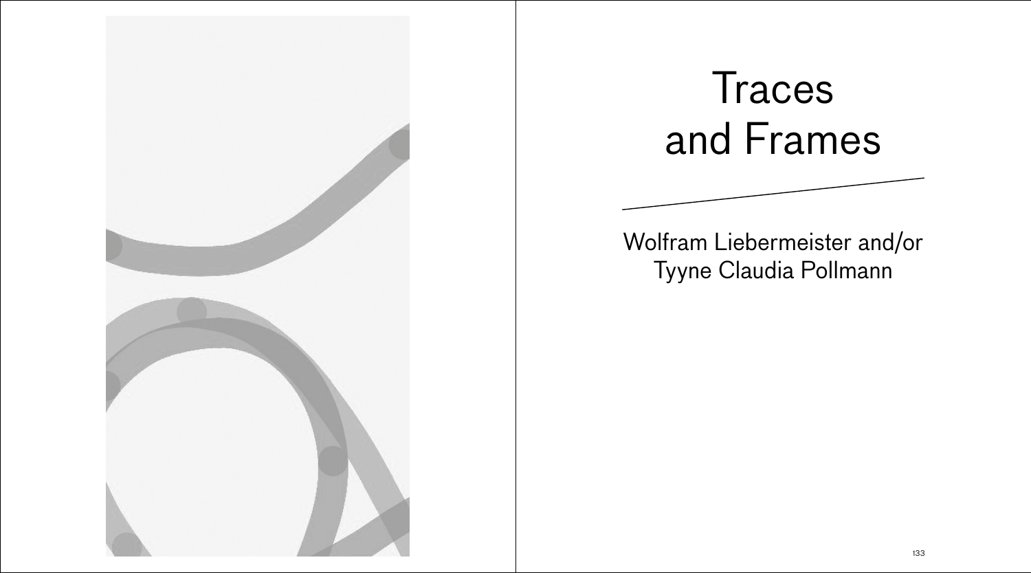# Traces and Frames

Wolfram Liebermeister and/or Tyyne Claudia Pollmann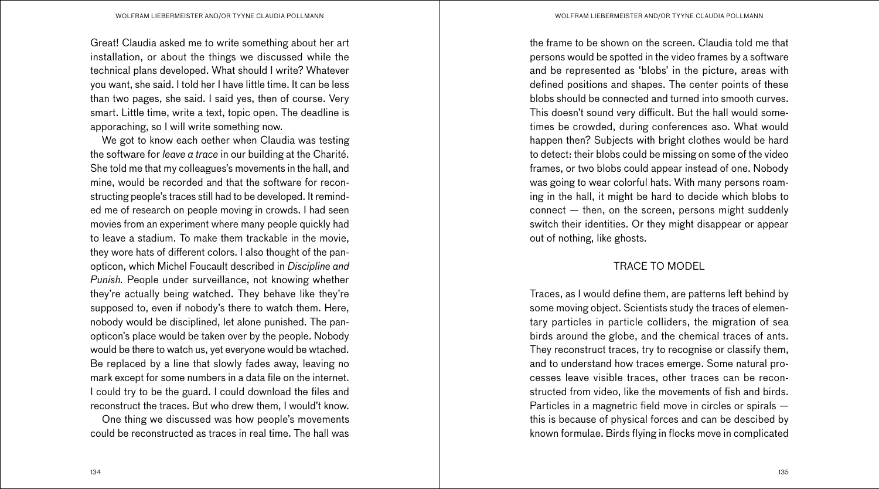Great! Claudia asked me to write something about her art installation, or about the things we discussed while the technical plans developed. What should I write? Whatever you want, she said. I told her I have little time. It can be less than two pages, she said. I said yes, then of course. Very smart. Little time, write a text, topic open. The deadline is apporaching, so I will write something now.

We got to know each oether when Claudia was testing the software for *leave a trace* in our building at the Charité. She told me that my colleagues's movements in the hall, and mine, would be recorded and that the software for reconstructing people's traces still had to be developed. It reminded me of research on people moving in crowds. I had seen movies from an experiment where many people quickly had to leave a stadium. To make them trackable in the movie, they wore hats of different colors. I also thought of the panopticon, which Michel Foucault described in *Discipline and Punish.* People under surveillance, not knowing whether they're actually being watched. They behave like they're supposed to, even if nobody's there to watch them. Here, nobody would be disciplined, let alone punished. The panopticon's place would be taken over by the people. Nobody would be there to watch us, yet everyone would be wtached. Be replaced by a line that slowly fades away, leaving no mark except for some numbers in a data file on the internet. I could try to be the guard. I could download the files and reconstruct the traces. But who drew them, I wouldn't know.

One thing we discussed was how people's movements could be reconstructed as traces in real time. The hall was the frame to be shown on the screen. Claudia told me that persons would be spotted in the video frames by a software and be represented as 'blobs' in the picture, areas with defined positions and shapes. The center points of these blobs should be connected and turned into smooth curves. This doesn't sound very difficult. But the hall would sometimes be crowded, during conferences aso. What would happen then? Subjects with bright clothes would be hard to detect: their blobs could be missing on some of the video frames, or two blobs could appear instead of one. Nobody was going to wear colorful hats. With many persons roaming in the hall, it might be hard to decide which blobs to connect — then, on the screen, persons might suddenly switch their identities. Or they might disappear or appear out of nothing, like ghosts.

## TRACE TO MODEL

Traces, as I would define them, are patterns left behind by some moving object. Scientists study the traces of elementary particles in particle colliders, the migration of sea birds around the globe, and the chemical traces of ants. They reconstruct traces, try to recognise or classify them, and to understand how traces emerge. Some natural processes leave visible traces, other traces can be reconstructed from video, like the movements of fish and birds. Particles in a magnetric field move in circles or spirals — this is because of physical forces and can be descibed by known formulae. Birds flying in flocks move in complicated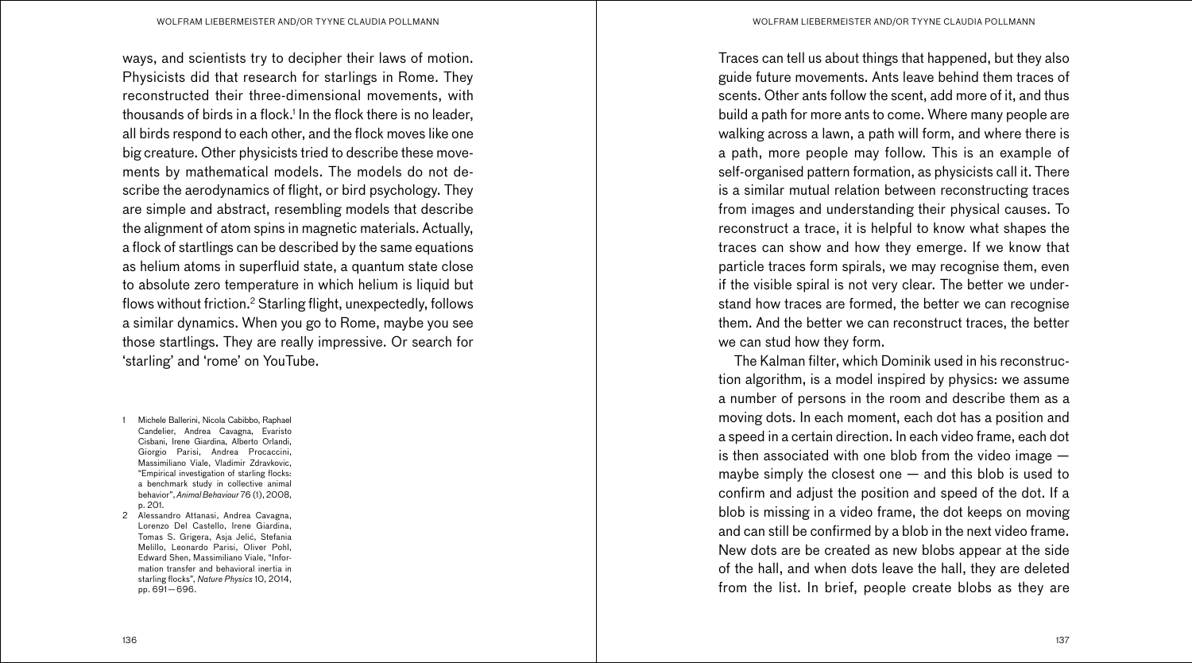ways, and scientists try to decipher their laws of motion. Physicists did that research for starlings in Rome. They reconstructed their three-dimensional movements, with thousands of birds in a flock.[1] In the flock there is no leader, all birds respond to each other, and the flock moves like one big creature. Other physicists tried to describe these movements by mathematical models. The models do not describe the aerodynamics of flight, or bird psychology. They are simple and abstract, resembling models that describe the alignment of atom spins in magnetic materials. Actually, a flock of startlings can be described by the same equations as helium atoms in superfluid state, a quantum state close to absolute zero temperature in which helium is liquid but flows without friction.[2] Starling flight, unexpectedly, follows a similar dynamics. When you go to Rome, maybe you see those startlings. They are really impressive. Or search for 'starling' and 'rome' on YouTube.

1. Michele Ballerini, Nicola Cabibbo, Raphael Candelier, Andrea Cavagna, Evaristo Cisbani, Irene Giardina, Alberto Orlandi, Giorgio Parisi, Andrea Procaccini, Massimiliano Viale, Vladimir Zdravkovic, "Empirical investigation of starling flocks: a benchmark study in collective animal behavior", *Animal Behaviour* 76 (1), 2008, p. 201.
2. Alessandro Attanasi, Andrea Cavagna, Lorenzo Del Castello, Irene Giardina, Tomas S. Grigera, Asja Jelić, Stefania Melillo, Leonardo Parisi, Oliver Pohl, Edward Shen, Massimiliano Viale, "Information transfer and behavioral inertia in starling flocks", *Nature Physics* 10, 2014, pp. 691—696.

Traces can tell us about things that happened, but they also guide future movements. Ants leave behind them traces of scents. Other ants follow the scent, add more of it, and thus build a path for more ants to come. Where many people are walking across a lawn, a path will form, and where there is a path, more people may follow. This is an example of self-organised pattern formation, as physicists call it. There is a similar mutual relation between reconstructing traces from images and understanding their physical causes. To reconstruct a trace, it is helpful to know what shapes the traces can show and how they emerge. If we know that particle traces form spirals, we may recognise them, even if the visible spiral is not very clear. The better we understand how traces are formed, the better we can recognise them. And the better we can reconstruct traces, the better we can stud how they form.

The Kalman filter, which Dominik used in his reconstruction algorithm, is a model inspired by physics: we assume a number of persons in the room and describe them as a moving dots. In each moment, each dot has a position and a speed in a certain direction. In each video frame, each dot is then associated with one blob from the video image — maybe simply the closest one — and this blob is used to confirm and adjust the position and speed of the dot. If a blob is missing in a video frame, the dot keeps on moving and can still be confirmed by a blob in the next video frame. New dots are be created as new blobs appear at the side of the hall, and when dots leave the hall, they are deleted from the list. In brief, people create blobs as they are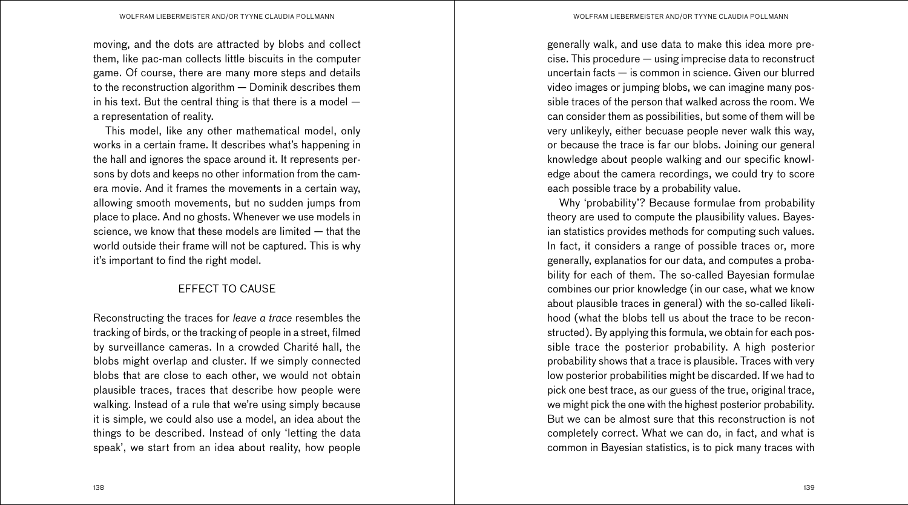moving, and the dots are attracted by blobs and collect them, like pac-man collects little biscuits in the computer game. Of course, there are many more steps and details to the reconstruction algorithm — Dominik describes them in his text. But the central thing is that there is a model — a representation of reality.

This model, like any other mathematical model, only works in a certain frame. It describes what's happening in the hall and ignores the space around it. It represents persons by dots and keeps no other information from the camera movie. And it frames the movements in a certain way, allowing smooth movements, but no sudden jumps from place to place. And no ghosts. Whenever we use models in science, we know that these models are limited — that the world outside their frame will not be captured. This is why it's important to find the right model.

## EFFECT TO CAUSE

Reconstructing the traces for *leave a trace* resembles the tracking of birds, or the tracking of people in a street, filmed by surveillance cameras. In a crowded Charité hall, the blobs might overlap and cluster. If we simply connected blobs that are close to each other, we would not obtain plausible traces, traces that describe how people were walking. Instead of a rule that we're using simply because it is simple, we could also use a model, an idea about the things to be described. Instead of only 'letting the data speak', we start from an idea about reality, how people generally walk, and use data to make this idea more precise. This procedure — using imprecise data to reconstruct uncertain facts — is common in science. Given our blurred video images or jumping blobs, we can imagine many possible traces of the person that walked across the room. We can consider them as possibilities, but some of them will be very unlikeyly, either becuase people never walk this way, or because the trace is far our blobs. Joining our general knowledge about people walking and our specific knowledge about the camera recordings, we could try to score each possible trace by a probability value.

Why 'probability'? Because formulae from probability theory are used to compute the plausibility values. Bayesian statistics provides methods for computing such values. In fact, it considers a range of possible traces or, more generally, explanatios for our data, and computes a probability for each of them. The so-called Bayesian formulae combines our prior knowledge (in our case, what we know about plausible traces in general) with the so-called likelihood (what the blobs tell us about the trace to be reconstructed). By applying this formula, we obtain for each possible trace the posterior probability. A high posterior probability shows that a trace is plausible. Traces with very low posterior probabilities might be discarded. If we had to pick one best trace, as our guess of the true, original trace, we might pick the one with the highest posterior probability. But we can be almost sure that this reconstruction is not completely correct. What we can do, in fact, and what is common in Bayesian statistics, is to pick many traces with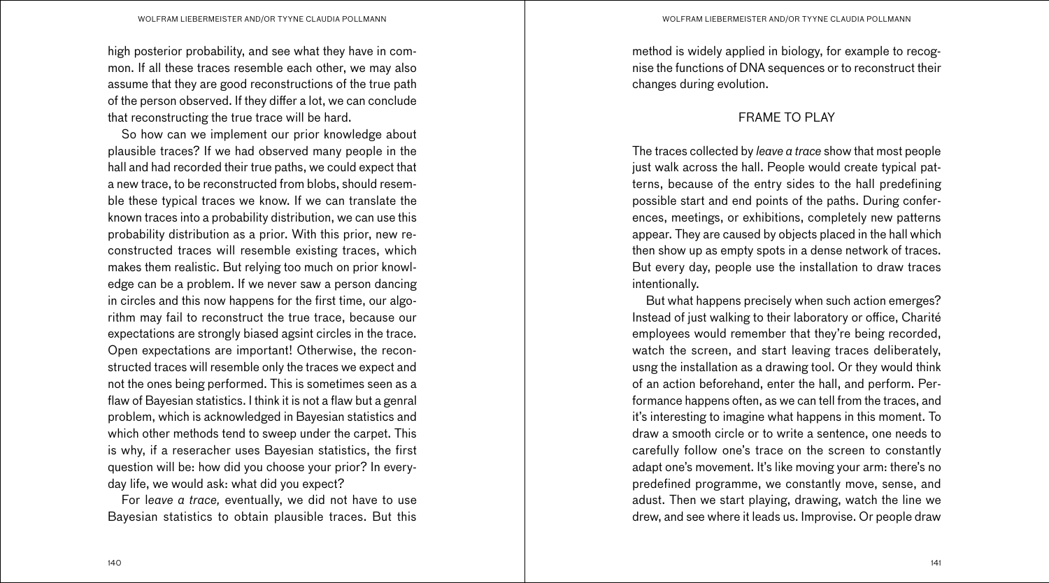high posterior probability, and see what they have in common. If all these traces resemble each other, we may also assume that they are good reconstructions of the true path of the person observed. If they differ a lot, we can conclude that reconstructing the true trace will be hard.

So how can we implement our prior knowledge about plausible traces? If we had observed many people in the hall and had recorded their true paths, we could expect that a new trace, to be reconstructed from blobs, should resemble these typical traces we know. If we can translate the known traces into a probability distribution, we can use this probability distribution as a prior. With this prior, new reconstructed traces will resemble existing traces, which makes them realistic. But relying too much on prior knowledge can be a problem. If we never saw a person dancing in circles and this now happens for the first time, our algorithm may fail to reconstruct the true trace, because our expectations are strongly biased agsint circles in the trace. Open expectations are important! Otherwise, the reconstructed traces will resemble only the traces we expect and not the ones being performed. This is sometimes seen as a flaw of Bayesian statistics. I think it is not a flaw but a genral problem, which is acknowledged in Bayesian statistics and which other methods tend to sweep under the carpet. This is why, if a reseracher uses Bayesian statistics, the first question will be: how did you choose your prior? In everyday life, we would ask: what did you expect?

For l*eave a trace,* eventually, we did not have to use Bayesian statistics to obtain plausible traces. But this method is widely applied in biology, for example to recognise the functions of DNA sequences or to reconstruct their changes during evolution.

## FRAME TO PLAY

The traces collected by *leave a trace* show that most people just walk across the hall. People would create typical patterns, because of the entry sides to the hall predefining possible start and end points of the paths. During conferences, meetings, or exhibitions, completely new patterns appear. They are caused by objects placed in the hall which then show up as empty spots in a dense network of traces. But every day, people use the installation to draw traces intentionally.

But what happens precisely when such action emerges? Instead of just walking to their laboratory or office, Charité employees would remember that they're being recorded, watch the screen, and start leaving traces deliberately, usng the installation as a drawing tool. Or they would think of an action beforehand, enter the hall, and perform. Performance happens often, as we can tell from the traces, and it's interesting to imagine what happens in this moment. To draw a smooth circle or to write a sentence, one needs to carefully follow one's trace on the screen to constantly adapt one's movement. It's like moving your arm: there's no predefined programme, we constantly move, sense, and adust. Then we start playing, drawing, watch the line we drew, and see where it leads us. Improvise. Or people draw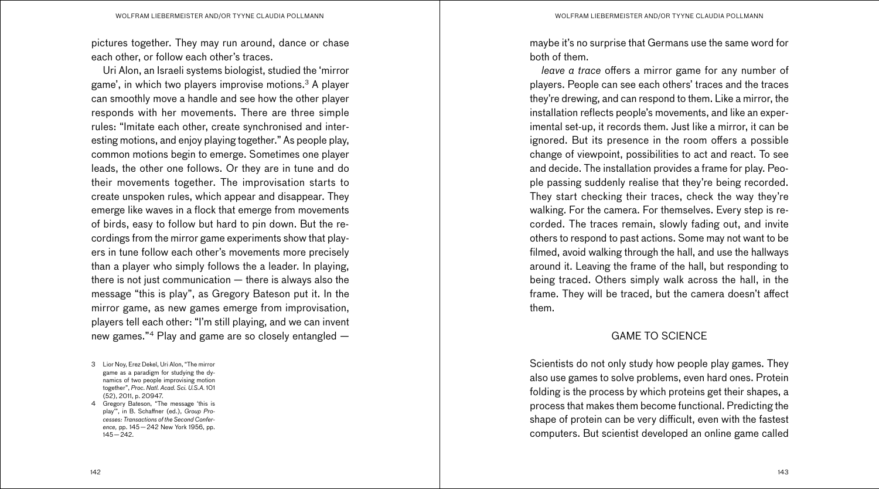pictures together. They may run around, dance or chase each other, or follow each other's traces.

Uri Alon, an Israeli systems biologist, studied the 'mirror game', in which two players improvise motions.[3] A player can smoothly move a handle and see how the other player responds with her movements. There are three simple rules: "Imitate each other, create synchronised and interesting motions, and enjoy playing together." As people play, common motions begin to emerge. Sometimes one player leads, the other one follows. Or they are in tune and do their movements together. The improvisation starts to create unspoken rules, which appear and disappear. They emerge like waves in a flock that emerge from movements of birds, easy to follow but hard to pin down. But the recordings from the mirror game experiments show that players in tune follow each other's movements more precisely than a player who simply follows the a leader. In playing, there is not just communication — there is always also the message "this is play", as Gregory Bateson put it. In the mirror game, as new games emerge from improvisation, players tell each other: "I'm still playing, and we can invent new games."[4] Play and game are so closely entangled — maybe it's no surprise that Germans use the same word for both of them.

*leave a trace* offers a mirror game for any number of players. People can see each others' traces and the traces they're drewing, and can respond to them. Like a mirror, the installation reflects people's movements, and like an experimental set-up, it records them. Just like a mirror, it can be ignored. But its presence in the room offers a possible change of viewpoint, possibilities to act and react. To see and decide. The installation provides a frame for play. People passing suddenly realise that they're being recorded. They start checking their traces, check the way they're walking. For the camera. For themselves. Every step is recorded. The traces remain, slowly fading out, and invite others to respond to past actions. Some may not want to be filmed, avoid walking through the hall, and use the hallways around it. Leaving the frame of the hall, but responding to being traced. Others simply walk across the hall, in the frame. They will be traced, but the camera doesn't affect them.

## GAME TO SCIENCE

Scientists do not only study how people play games. They also use games to solve problems, even hard ones. Protein folding is the process by which proteins get their shapes, a process that makes them become functional. Predicting the shape of protein can be very difficult, even with the fastest computers. But scientist developed an online game called

---

3 Lior Noy, Erez Dekel, Uri Alon, "The mirror game as a paradigm for studying the dynamics of two people improvising motion together", *Proc. Natl. Acad. Sci. U.S.A.* 101 (52), 2011, p. 20947.

4 Gregory Bateson, "The message 'this is play'", in B. Schaffner (ed.), *Group Processes: Transactions of the Second Conference*, pp. 145 — 242 New York 1956, pp. 145 — 242.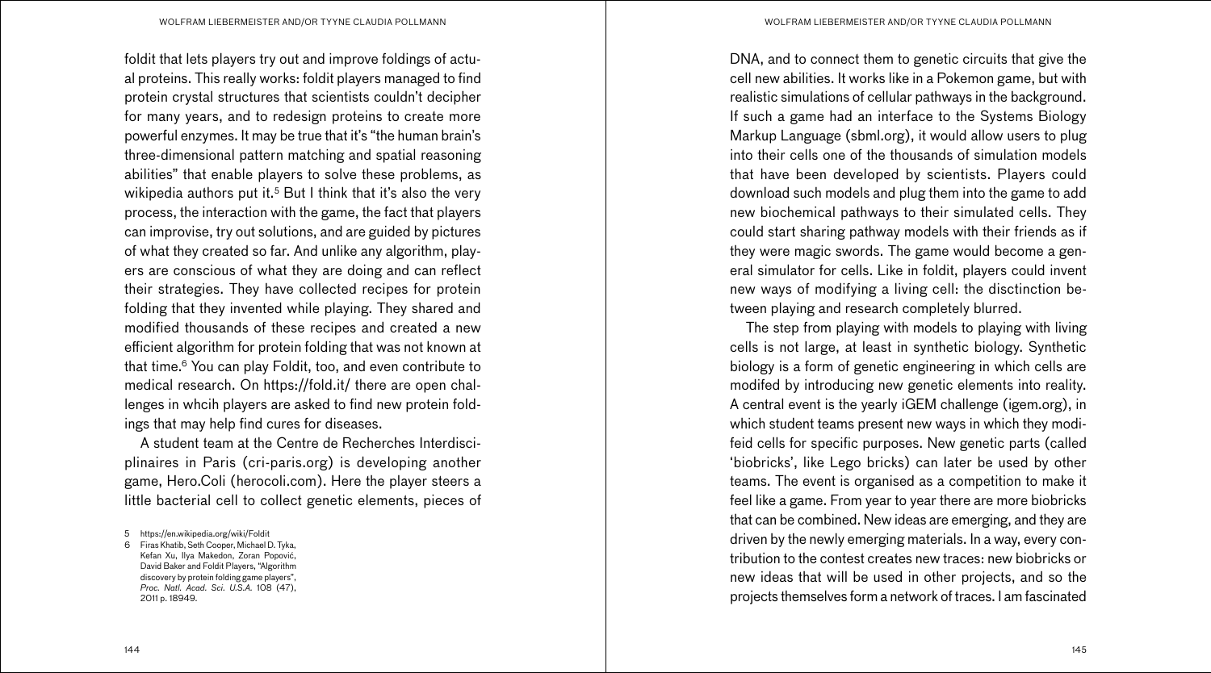foldit that lets players try out and improve foldings of actual proteins. This really works: foldit players managed to find protein crystal structures that scientists couldn't decipher for many years, and to redesign proteins to create more powerful enzymes. It may be true that it's "the human brain's three-dimensional pattern matching and spatial reasoning abilities" that enable players to solve these problems, as wikipedia authors put it.[5] But I think that it's also the very process, the interaction with the game, the fact that players can improvise, try out solutions, and are guided by pictures of what they created so far. And unlike any algorithm, players are conscious of what they are doing and can reflect their strategies. They have collected recipes for protein folding that they invented while playing. They shared and modified thousands of these recipes and created a new efficient algorithm for protein folding that was not known at that time.[6] You can play Foldit, too, and even contribute to medical research. On https://fold.it/ there are open challenges in whcih players are asked to find new protein foldings that may help find cures for diseases.

A student team at the Centre de Recherches Interdisciplinaires in Paris (cri-paris.org) is developing another game, Hero.Coli (herocoli.com). Here the player steers a little bacterial cell to collect genetic elements, pieces of DNA, and to connect them to genetic circuits that give the cell new abilities. It works like in a Pokemon game, but with realistic simulations of cellular pathways in the background. If such a game had an interface to the Systems Biology Markup Language (sbml.org), it would allow users to plug into their cells one of the thousands of simulation models that have been developed by scientists. Players could download such models and plug them into the game to add new biochemical pathways to their simulated cells. They could start sharing pathway models with their friends as if they were magic swords. The game would become a general simulator for cells. Like in foldit, players could invent new ways of modifying a living cell: the disctinction between playing and research completely blurred.

The step from playing with models to playing with living cells is not large, at least in synthetic biology. Synthetic biology is a form of genetic engineering in which cells are modifed by introducing new genetic elements into reality. A central event is the yearly iGEM challenge (igem.org), in which student teams present new ways in which they modifeid cells for specific purposes. New genetic parts (called 'biobricks', like Lego bricks) can later be used by other teams. The event is organised as a competition to make it feel like a game. From year to year there are more biobricks that can be combined. New ideas are emerging, and they are driven by the newly emerging materials. In a way, every contribution to the contest creates new traces: new biobricks or new ideas that will be used in other projects, and so the projects themselves form a network of traces. I am fascinated

---

5 https://en.wikipedia.org/wiki/Foldit

6 Firas Khatib, Seth Cooper, Michael D. Tyka, Kefan Xu, Ilya Makedon, Zoran Popović, David Baker and Foldit Players, "Algorithm discovery by protein folding game players", *Proc. Natl. Acad. Sci. U.S.A.* 108 (47), 2011 p. 18949.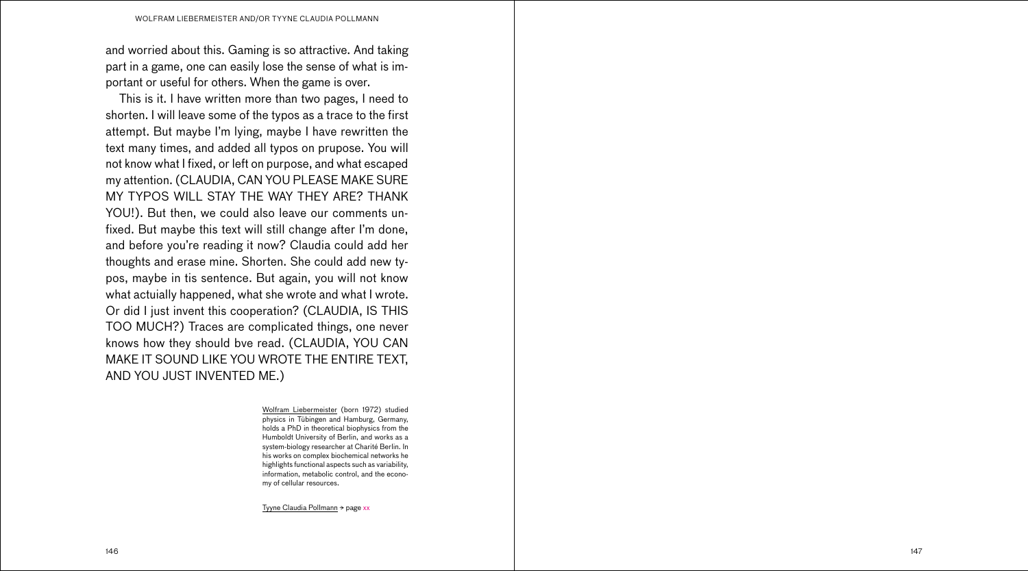and worried about this. Gaming is so attractive. And taking part in a game, one can easily lose the sense of what is important or useful for others. When the game is over.

This is it. I have written more than two pages, I need to shorten. I will leave some of the typos as a trace to the first attempt. But maybe I'm lying, maybe I have rewritten the text many times, and added all typos on prupose. You will not know what I fixed, or left on purpose, and what escaped my attention. (CLAUDIA, CAN YOU PLEASE MAKE SURE MY TYPOS WILL STAY THE WAY THEY ARE? THANK YOU!). But then, we could also leave our comments unfixed. But maybe this text will still change after I'm done, and before you're reading it now? Claudia could add her thoughts and erase mine. Shorten. She could add new typos, maybe in tis sentence. But again, you will not know what actuially happened, what she wrote and what I wrote. Or did I just invent this cooperation? (CLAUDIA, IS THIS TOO MUCH?) Traces are complicated things, one never knows how they should bve read. (CLAUDIA, YOU CAN MAKE IT SOUND LIKE YOU WROTE THE ENTIRE TEXT, AND YOU JUST INVENTED ME.)

Wolfram Liebermeister (born 1972) studied physics in Tübingen and Hamburg, Germany, holds a PhD in theoretical biophysics from the Humboldt University of Berlin, and works as a system-biology researcher at Charité Berlin. In his works on complex biochemical networks he highlights functional aspects such as variability, information, metabolic control, and the economy of cellular resources.

Tyyne Claudia Pollmann → page xx